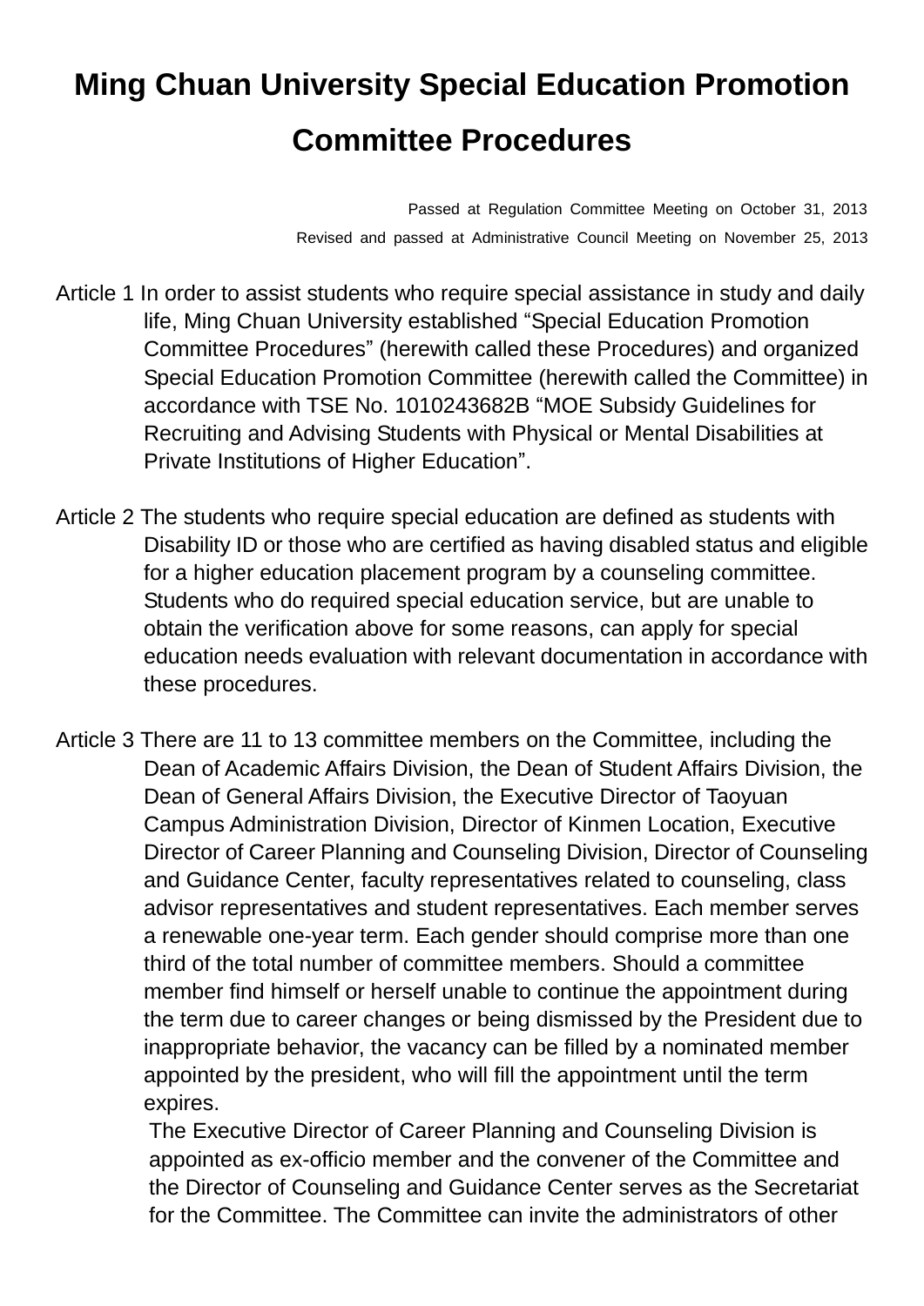# Ming Chuan University Special Education Promotion Committee Procedures

Passed at Regulation Committee Meeting on October 31, 2013
Revised and passed at Administrative Council Meeting on November 25, 2013

Article 1 In order to assist students who require special assistance in study and daily life, Ming Chuan University established "Special Education Promotion Committee Procedures" (herewith called these Procedures) and organized Special Education Promotion Committee (herewith called the Committee) in accordance with TSE No. 1010243682B "MOE Subsidy Guidelines for Recruiting and Advising Students with Physical or Mental Disabilities at Private Institutions of Higher Education".

Article 2 The students who require special education are defined as students with Disability ID or those who are certified as having disabled status and eligible for a higher education placement program by a counseling committee. Students who do required special education service, but are unable to obtain the verification above for some reasons, can apply for special education needs evaluation with relevant documentation in accordance with these procedures.

Article 3 There are 11 to 13 committee members on the Committee, including the Dean of Academic Affairs Division, the Dean of Student Affairs Division, the Dean of General Affairs Division, the Executive Director of Taoyuan Campus Administration Division, Director of Kinmen Location, Executive Director of Career Planning and Counseling Division, Director of Counseling and Guidance Center, faculty representatives related to counseling, class advisor representatives and student representatives. Each member serves a renewable one-year term. Each gender should comprise more than one third of the total number of committee members. Should a committee member find himself or herself unable to continue the appointment during the term due to career changes or being dismissed by the President due to inappropriate behavior, the vacancy can be filled by a nominated member appointed by the president, who will fill the appointment until the term expires.

The Executive Director of Career Planning and Counseling Division is appointed as ex-officio member and the convener of the Committee and the Director of Counseling and Guidance Center serves as the Secretariat for the Committee. The Committee can invite the administrators of other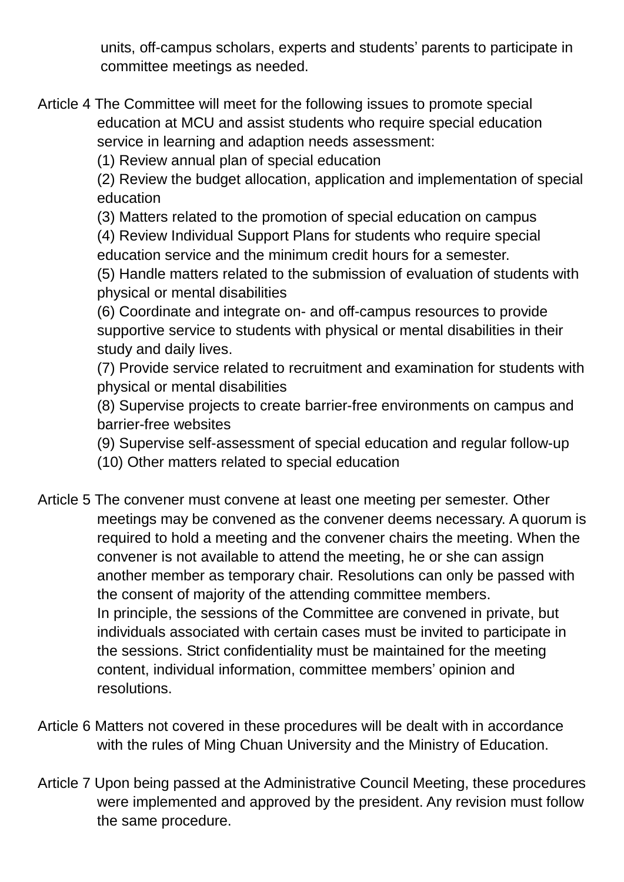units, off-campus scholars, experts and students' parents to participate in committee meetings as needed.

Article 4 The Committee will meet for the following issues to promote special education at MCU and assist students who require special education service in learning and adaption needs assessment:

(1) Review annual plan of special education
(2) Review the budget allocation, application and implementation of special education
(3) Matters related to the promotion of special education on campus
(4) Review Individual Support Plans for students who require special education service and the minimum credit hours for a semester.
(5) Handle matters related to the submission of evaluation of students with physical or mental disabilities
(6) Coordinate and integrate on- and off-campus resources to provide supportive service to students with physical or mental disabilities in their study and daily lives.
(7) Provide service related to recruitment and examination for students with physical or mental disabilities
(8) Supervise projects to create barrier-free environments on campus and barrier-free websites
(9) Supervise self-assessment of special education and regular follow-up
(10) Other matters related to special education

Article 5 The convener must convene at least one meeting per semester. Other meetings may be convened as the convener deems necessary. A quorum is required to hold a meeting and the convener chairs the meeting. When the convener is not available to attend the meeting, he or she can assign another member as temporary chair. Resolutions can only be passed with the consent of majority of the attending committee members.

In principle, the sessions of the Committee are convened in private, but individuals associated with certain cases must be invited to participate in the sessions. Strict confidentiality must be maintained for the meeting content, individual information, committee members' opinion and resolutions.

Article 6 Matters not covered in these procedures will be dealt with in accordance with the rules of Ming Chuan University and the Ministry of Education.

Article 7 Upon being passed at the Administrative Council Meeting, these procedures were implemented and approved by the president. Any revision must follow the same procedure.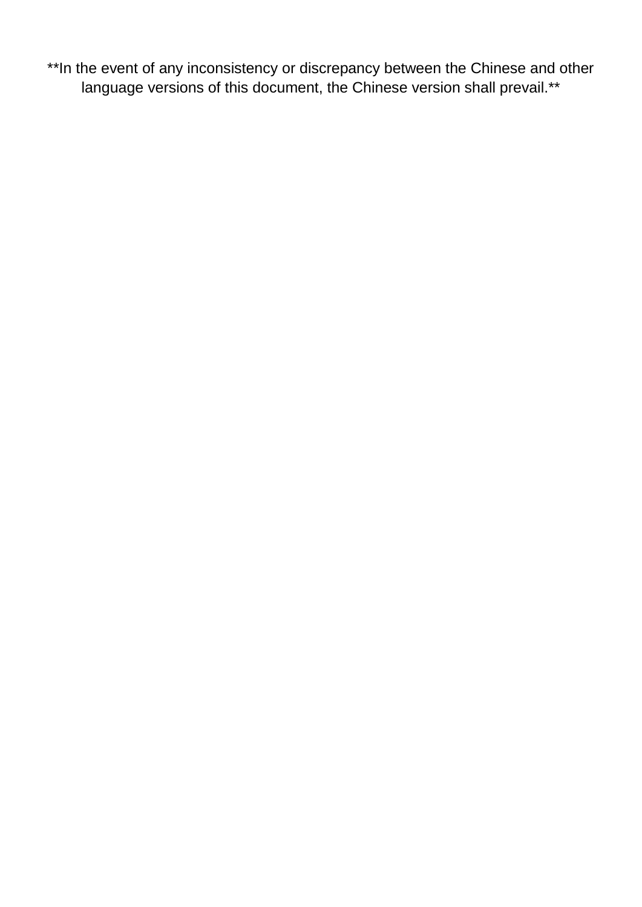**In the event of any inconsistency or discrepancy between the Chinese and other language versions of this document, the Chinese version shall prevail.**